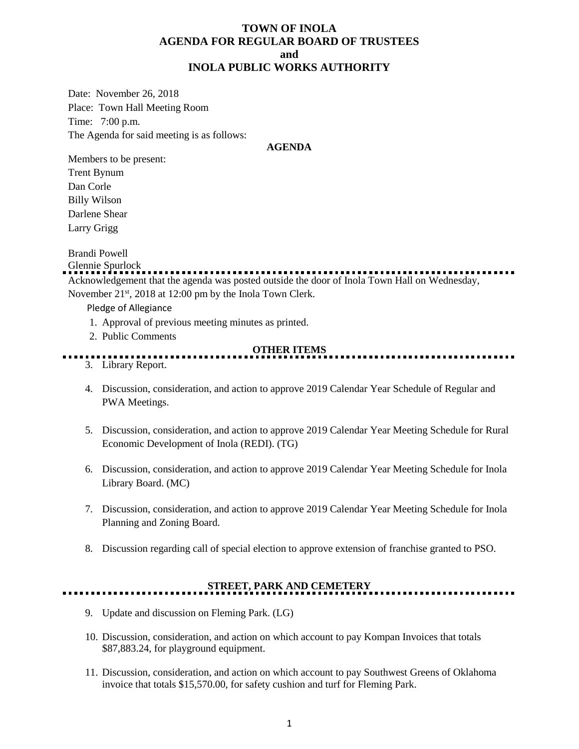# TOWN OF INOLA
## AGENDA FOR REGULAR BOARD OF TRUSTEES
## and
## INOLA PUBLIC WORKS AUTHORITY

Date: November 26, 2018
Place: Town Hall Meeting Room
Time: 7:00 p.m.
The Agenda for said meeting is as follows:

**AGENDA**

Members to be present:
Trent Bynum
Dan Corle
Billy Wilson
Darlene Shear
Larry Grigg

Brandi Powell
Glennie Spurlock

---

Acknowledgement that the agenda was posted outside the door of Inola Town Hall on Wednesday, November 21st, 2018 at 12:00 pm by the Inola Town Clerk.

Pledge of Allegiance

1. Approval of previous meeting minutes as printed.
2. Public Comments

**OTHER ITEMS**

3. Library Report.
4. Discussion, consideration, and action to approve 2019 Calendar Year Schedule of Regular and PWA Meetings.
5. Discussion, consideration, and action to approve 2019 Calendar Year Meeting Schedule for Rural Economic Development of Inola (REDI). (TG)
6. Discussion, consideration, and action to approve 2019 Calendar Year Meeting Schedule for Inola Library Board. (MC)
7. Discussion, consideration, and action to approve 2019 Calendar Year Meeting Schedule for Inola Planning and Zoning Board.
8. Discussion regarding call of special election to approve extension of franchise granted to PSO.

**STREET, PARK AND CEMETERY**

9. Update and discussion on Fleming Park. (LG)
10. Discussion, consideration, and action on which account to pay Kompan Invoices that totals $87,883.24, for playground equipment.
11. Discussion, consideration, and action on which account to pay Southwest Greens of Oklahoma invoice that totals $15,570.00, for safety cushion and turf for Fleming Park.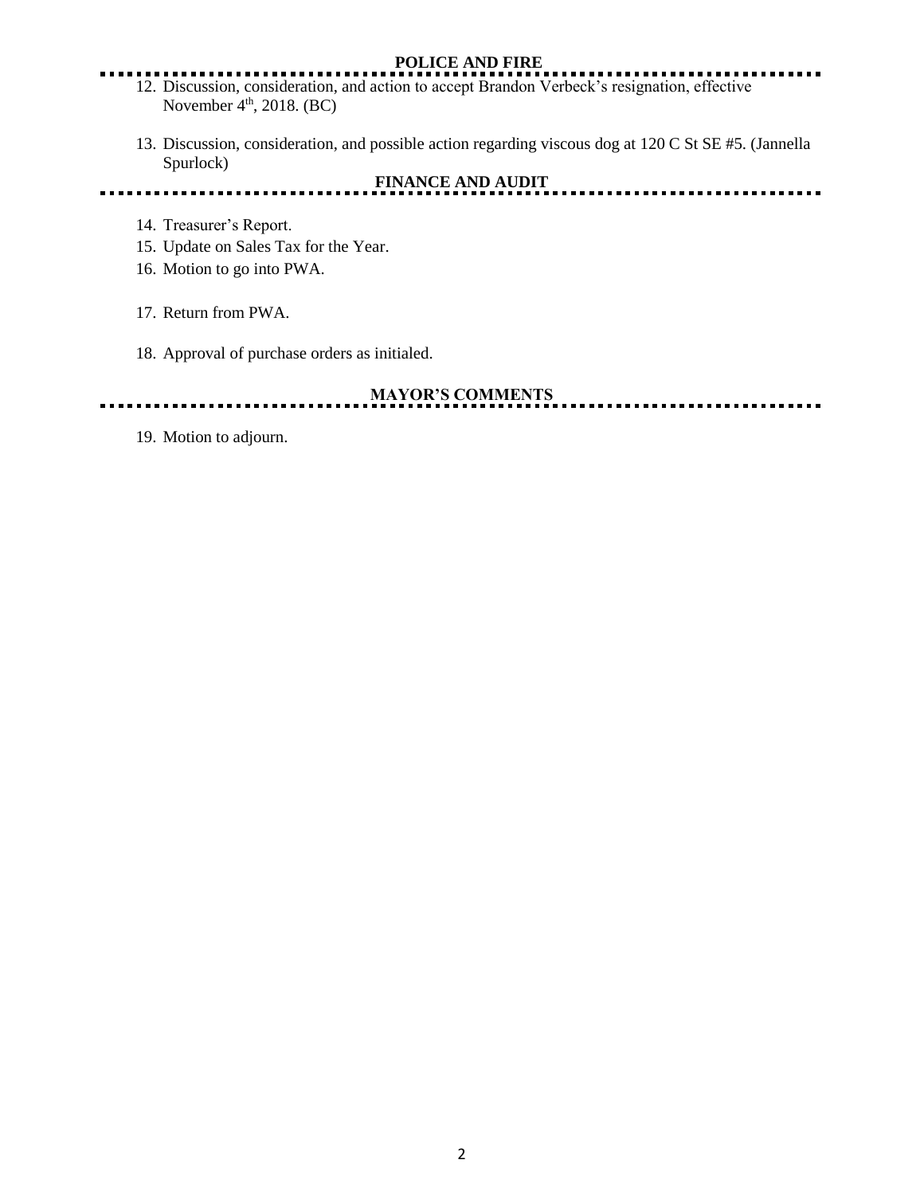## POLICE AND FIRE

12. Discussion, consideration, and action to accept Brandon Verbeck's resignation, effective November 4th, 2018. (BC)

13. Discussion, consideration, and possible action regarding viscous dog at 120 C St SE #5. (Jannella Spurlock)

## FINANCE AND AUDIT

14. Treasurer's Report.
15. Update on Sales Tax for the Year.
16. Motion to go into PWA.

17. Return from PWA.

18. Approval of purchase orders as initialed.

## MAYOR'S COMMENTS

19. Motion to adjourn.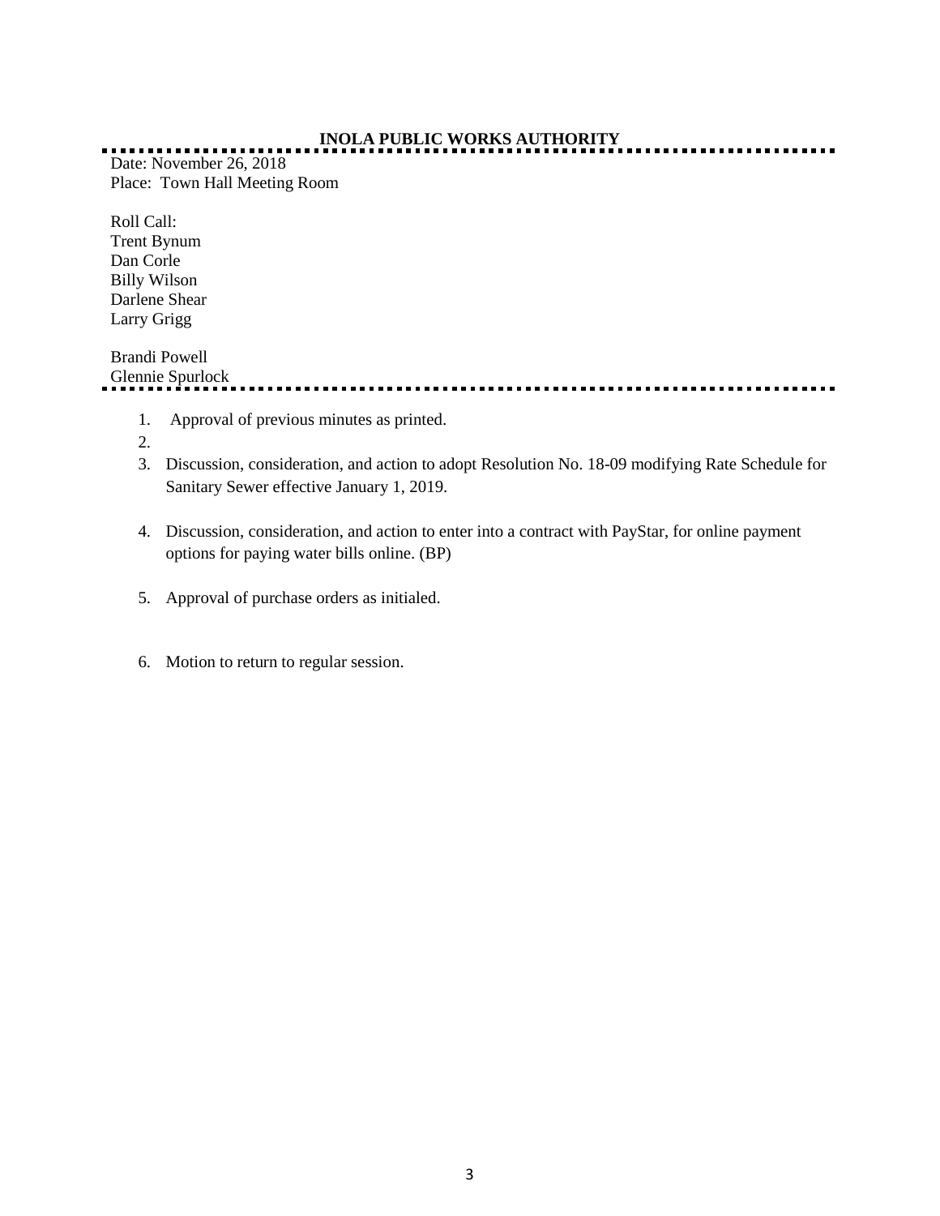**INOLA PUBLIC WORKS AUTHORITY**

Date: November 26, 2018
Place: Town Hall Meeting Room

Roll Call:
Trent Bynum
Dan Corle
Billy Wilson
Darlene Shear
Larry Grigg

Brandi Powell
Glennie Spurlock

1. Approval of previous minutes as printed.
2. 
3. Discussion, consideration, and action to adopt Resolution No. 18-09 modifying Rate Schedule for Sanitary Sewer effective January 1, 2019.
4. Discussion, consideration, and action to enter into a contract with PayStar, for online payment options for paying water bills online. (BP)
5. Approval of purchase orders as initialed.
6. Motion to return to regular session.